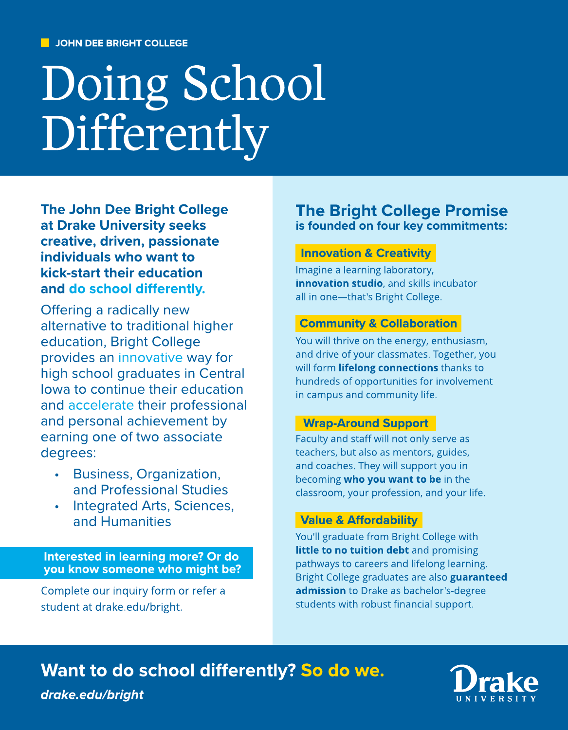JOHN DEE BRIGHT COLLEGE

# Doing School Differently

**The John Dee Bright College at Drake University seeks creative, driven, passionate individuals who want to kick-start their education and do school differently.**

Offering a radically new alternative to traditional higher education, Bright College provides an innovative way for high school graduates in Central Iowa to continue their education and accelerate their professional and personal achievement by earning one of two associate degrees:

- Business, Organization, and Professional Studies
- Integrated Arts, Sciences, and Humanities

**Interested in learning more? Or do you know someone who might be?**

Complete our inquiry form or refer a student at drake.edu/bright.

## The Bright College Promise

**is founded on four key commitments:**

### Innovation & Creativity

Imagine a learning laboratory, **innovation studio**, and skills incubator all in one—that's Bright College.

### Community & Collaboration

You will thrive on the energy, enthusiasm, and drive of your classmates. Together, you will form **lifelong connections** thanks to hundreds of opportunities for involvement in campus and community life.

### Wrap-Around Support

Faculty and staff will not only serve as teachers, but also as mentors, guides, and coaches. They will support you in becoming **who you want to be** in the classroom, your profession, and your life.

### Value & Affordability

You'll graduate from Bright College with **little to no tuition debt** and promising pathways to careers and lifelong learning. Bright College graduates are also **guaranteed admission** to Drake as bachelor's-degree students with robust financial support.

**Want to do school differently? So do we.**

***drake.edu/bright***

Drake UNIVERSITY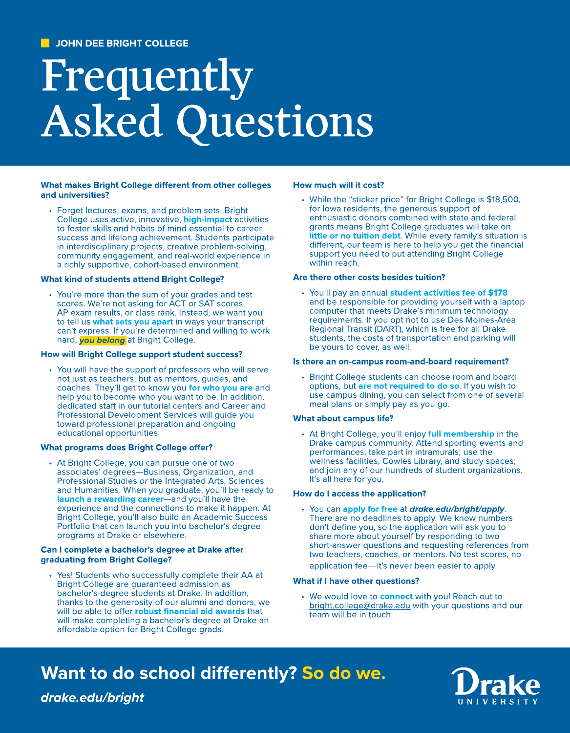JOHN DEE BRIGHT COLLEGE

# Frequently Asked Questions

### What makes Bright College different from other colleges and universities?

- Forget lectures, exams, and problem sets. Bright College uses active, innovative, **high-impact** activities to foster skills and habits of mind essential to career success and lifelong achievement. Students participate in interdisciplinary projects, creative problem-solving, community engagement, and real-world experience in a richly supportive, cohort-based environment.

### What kind of students attend Bright College?

- You're more than the sum of your grades and test scores. We're not asking for ACT or SAT scores, AP exam results, or class rank. Instead, we want you to tell us **what sets you apart** in ways your transcript can't express. If you're determined and willing to work hard, ***you belong*** at Bright College.

### How will Bright College support student success?

- You will have the support of professors who will serve not just as teachers, but as mentors, guides, and coaches. They'll get to know you **for who you are** and help you to become who you want to be. In addition, dedicated staff in our tutorial centers and Career and Professional Development Services will guide you toward professional preparation and ongoing educational opportunities.

### What programs does Bright College offer?

- At Bright College, you can pursue one of two associates' degrees—Business, Organization, and Professional Studies *or* the Integrated Arts, Sciences and Humanities. When you graduate, you'll be ready to **launch a rewarding career**—and you'll have the experience and the connections to make it happen. At Bright College, you'll also build an Academic Success Portfolio that can launch you into bachelor's degree programs at Drake or elsewhere.

### Can I complete a bachelor's degree at Drake after graduating from Bright College?

- Yes! Students who successfully complete their AA at Bright College are guaranteed admission as bachelor's-degree students at Drake. In addition, thanks to the generosity of our alumni and donors, we will be able to offer **robust financial aid awards** that will make completing a bachelor's degree at Drake an affordable option for Bright College grads.

### How much will it cost?

- While the "sticker price" for Bright College is $18,500, for Iowa residents, the generous support of enthusiastic donors combined with state and federal grants means Bright College graduates will take on **little or no tuition debt**. While every family's situation is different, our team is here to help you get the financial support you need to put attending Bright College within reach.

### Are there other costs besides tuition?

- You'll pay an annual **student activities fee of $178** and be responsible for providing yourself with a laptop computer that meets Drake's minimum technology requirements. If you opt not to use Des Moines-Area Regional Transit (DART), which is free for all Drake students, the costs of transportation and parking will be yours to cover, as well.

### Is there an on-campus room-and-board requirement?

- Bright College students can choose room and board options, but **are not required to do so**. If you wish to use campus dining, you can select from one of several meal plans or simply pay as you go.

### What about campus life?

- At Bright College, you'll enjoy **full membership** in the Drake campus community. Attend sporting events and performances; take part in intramurals; use the wellness facilities, Cowles Library, and study spaces; and join any of our hundreds of student organizations. It's all here for you.

### How do I access the application?

- You can **apply for free** at ***drake.edu/bright/apply***. There are no deadlines to apply. We know numbers don't define you, so the application will ask you to share more about yourself by responding to two short-answer questions and requesting references from two teachers, coaches, or mentors. No test scores, no application fee—it's never been easier to apply.

### What if I have other questions?

- We would love to **connect** with you! Reach out to bright.college@drake.edu with your questions and our team will be in touch.

**Want to do school differently? So do we.**

***drake.edu/bright***

Drake UNIVERSITY